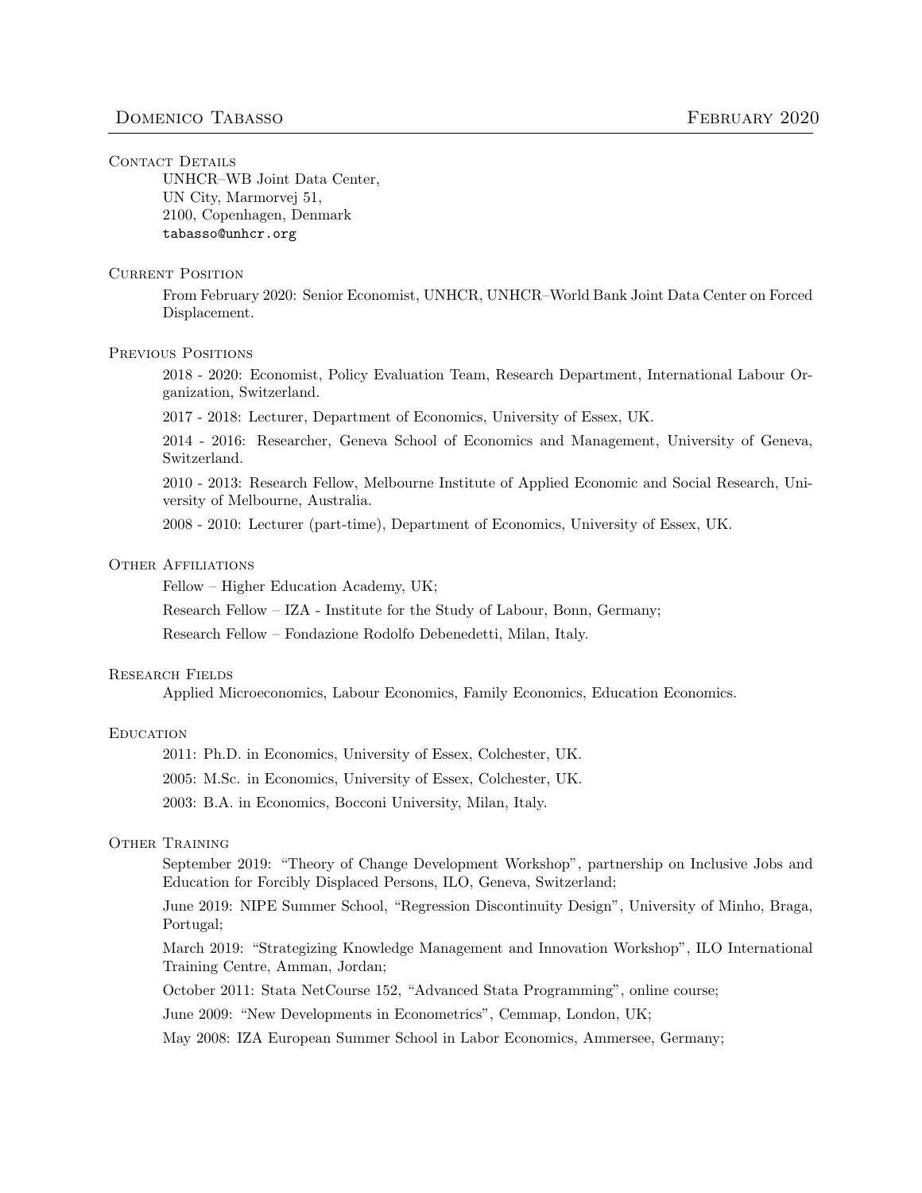# Domenico Tabasso

February 2020

## Contact Details

UNHCR–WB Joint Data Center,
UN City, Marmorvej 51,
2100, Copenhagen, Denmark
tabasso@unhcr.org

## Current Position

From February 2020: Senior Economist, UNHCR, UNHCR–World Bank Joint Data Center on Forced Displacement.

## Previous Positions

2018 - 2020: Economist, Policy Evaluation Team, Research Department, International Labour Organization, Switzerland.

2017 - 2018: Lecturer, Department of Economics, University of Essex, UK.

2014 - 2016: Researcher, Geneva School of Economics and Management, University of Geneva, Switzerland.

2010 - 2013: Research Fellow, Melbourne Institute of Applied Economic and Social Research, University of Melbourne, Australia.

2008 - 2010: Lecturer (part-time), Department of Economics, University of Essex, UK.

## Other Affiliations

Fellow – Higher Education Academy, UK;

Research Fellow – IZA - Institute for the Study of Labour, Bonn, Germany;

Research Fellow – Fondazione Rodolfo Debenedetti, Milan, Italy.

## Research Fields

Applied Microeconomics, Labour Economics, Family Economics, Education Economics.

## Education

2011: Ph.D. in Economics, University of Essex, Colchester, UK.

2005: M.Sc. in Economics, University of Essex, Colchester, UK.

2003: B.A. in Economics, Bocconi University, Milan, Italy.

## Other Training

September 2019: "Theory of Change Development Workshop", partnership on Inclusive Jobs and Education for Forcibly Displaced Persons, ILO, Geneva, Switzerland;

June 2019: NIPE Summer School, "Regression Discontinuity Design", University of Minho, Braga, Portugal;

March 2019: "Strategizing Knowledge Management and Innovation Workshop", ILO International Training Centre, Amman, Jordan;

October 2011: Stata NetCourse 152, "Advanced Stata Programming", online course;

June 2009: "New Developments in Econometrics", Cemmap, London, UK;

May 2008: IZA European Summer School in Labor Economics, Ammersee, Germany;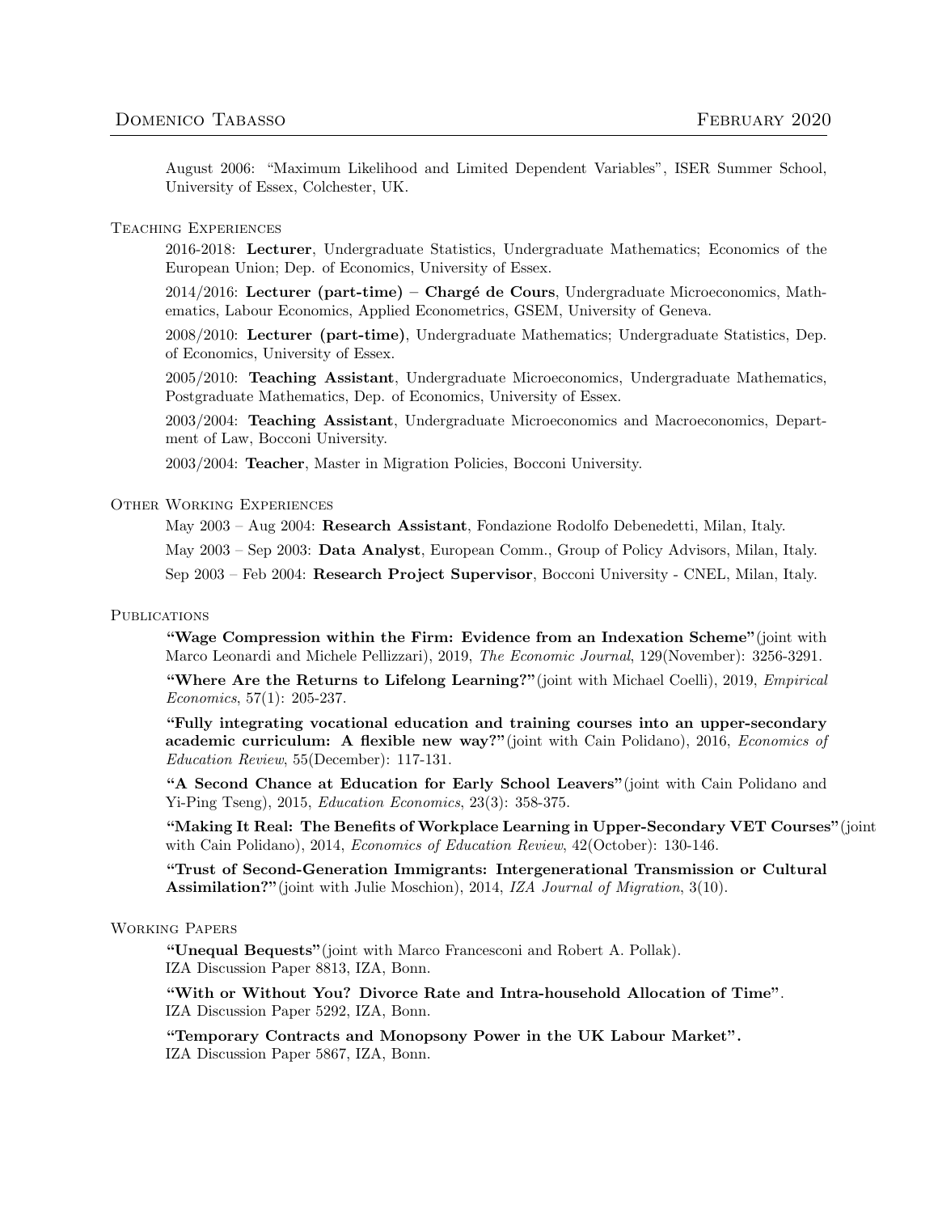August 2006: "Maximum Likelihood and Limited Dependent Variables", ISER Summer School, University of Essex, Colchester, UK.

## Teaching Experiences

2016-2018: **Lecturer**, Undergraduate Statistics, Undergraduate Mathematics; Economics of the European Union; Dep. of Economics, University of Essex.

2014/2016: **Lecturer (part-time) – Chargé de Cours**, Undergraduate Microeconomics, Mathematics, Labour Economics, Applied Econometrics, GSEM, University of Geneva.

2008/2010: **Lecturer (part-time)**, Undergraduate Mathematics; Undergraduate Statistics, Dep. of Economics, University of Essex.

2005/2010: **Teaching Assistant**, Undergraduate Microeconomics, Undergraduate Mathematics, Postgraduate Mathematics, Dep. of Economics, University of Essex.

2003/2004: **Teaching Assistant**, Undergraduate Microeconomics and Macroeconomics, Department of Law, Bocconi University.

2003/2004: **Teacher**, Master in Migration Policies, Bocconi University.

## Other Working Experiences

May 2003 – Aug 2004: **Research Assistant**, Fondazione Rodolfo Debenedetti, Milan, Italy.

May 2003 – Sep 2003: **Data Analyst**, European Comm., Group of Policy Advisors, Milan, Italy.

Sep 2003 – Feb 2004: **Research Project Supervisor**, Bocconi University - CNEL, Milan, Italy.

## Publications

**"Wage Compression within the Firm: Evidence from an Indexation Scheme"** (joint with Marco Leonardi and Michele Pellizzari), 2019, *The Economic Journal*, 129(November): 3256-3291.

**"Where Are the Returns to Lifelong Learning?"** (joint with Michael Coelli), 2019, *Empirical Economics*, 57(1): 205-237.

**"Fully integrating vocational education and training courses into an upper-secondary academic curriculum: A flexible new way?"** (joint with Cain Polidano), 2016, *Economics of Education Review*, 55(December): 117-131.

**"A Second Chance at Education for Early School Leavers"** (joint with Cain Polidano and Yi-Ping Tseng), 2015, *Education Economics*, 23(3): 358-375.

**"Making It Real: The Benefits of Workplace Learning in Upper-Secondary VET Courses"** (joint with Cain Polidano), 2014, *Economics of Education Review*, 42(October): 130-146.

**"Trust of Second-Generation Immigrants: Intergenerational Transmission or Cultural Assimilation?"** (joint with Julie Moschion), 2014, *IZA Journal of Migration*, 3(10).

## Working Papers

**"Unequal Bequests"** (joint with Marco Francesconi and Robert A. Pollak).
IZA Discussion Paper 8813, IZA, Bonn.

**"With or Without You? Divorce Rate and Intra-household Allocation of Time"**.
IZA Discussion Paper 5292, IZA, Bonn.

**"Temporary Contracts and Monopsony Power in the UK Labour Market".**
IZA Discussion Paper 5867, IZA, Bonn.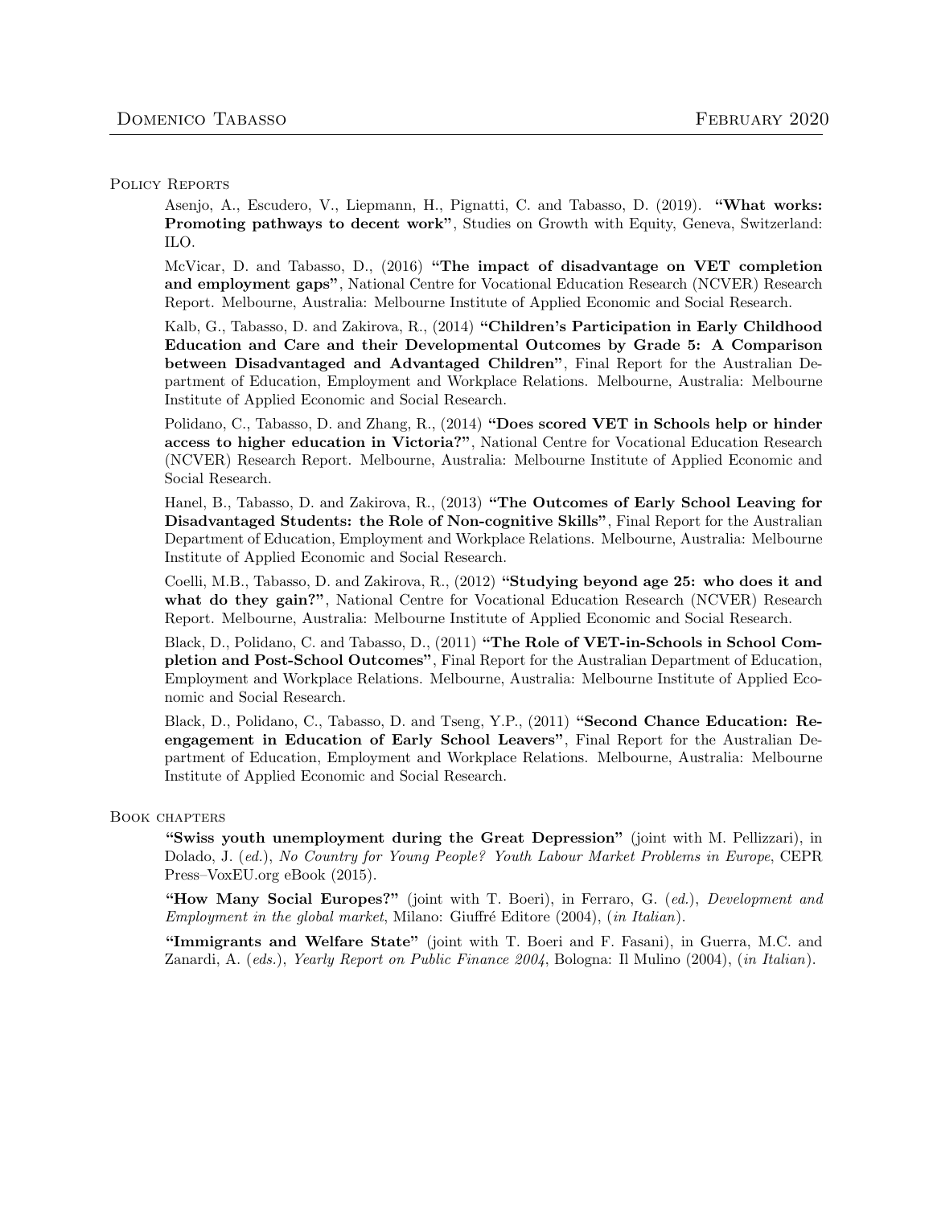## Policy Reports

Asenjo, A., Escudero, V., Liepmann, H., Pignatti, C. and Tabasso, D. (2019). **"What works: Promoting pathways to decent work"**, Studies on Growth with Equity, Geneva, Switzerland: ILO.

McVicar, D. and Tabasso, D., (2016) **"The impact of disadvantage on VET completion and employment gaps"**, National Centre for Vocational Education Research (NCVER) Research Report. Melbourne, Australia: Melbourne Institute of Applied Economic and Social Research.

Kalb, G., Tabasso, D. and Zakirova, R., (2014) **"Children's Participation in Early Childhood Education and Care and their Developmental Outcomes by Grade 5: A Comparison between Disadvantaged and Advantaged Children"**, Final Report for the Australian Department of Education, Employment and Workplace Relations. Melbourne, Australia: Melbourne Institute of Applied Economic and Social Research.

Polidano, C., Tabasso, D. and Zhang, R., (2014) **"Does scored VET in Schools help or hinder access to higher education in Victoria?"**, National Centre for Vocational Education Research (NCVER) Research Report. Melbourne, Australia: Melbourne Institute of Applied Economic and Social Research.

Hanel, B., Tabasso, D. and Zakirova, R., (2013) **"The Outcomes of Early School Leaving for Disadvantaged Students: the Role of Non-cognitive Skills"**, Final Report for the Australian Department of Education, Employment and Workplace Relations. Melbourne, Australia: Melbourne Institute of Applied Economic and Social Research.

Coelli, M.B., Tabasso, D. and Zakirova, R., (2012) **"Studying beyond age 25: who does it and what do they gain?"**, National Centre for Vocational Education Research (NCVER) Research Report. Melbourne, Australia: Melbourne Institute of Applied Economic and Social Research.

Black, D., Polidano, C. and Tabasso, D., (2011) **"The Role of VET-in-Schools in School Completion and Post-School Outcomes"**, Final Report for the Australian Department of Education, Employment and Workplace Relations. Melbourne, Australia: Melbourne Institute of Applied Economic and Social Research.

Black, D., Polidano, C., Tabasso, D. and Tseng, Y.P., (2011) **"Second Chance Education: Re-engagement in Education of Early School Leavers"**, Final Report for the Australian Department of Education, Employment and Workplace Relations. Melbourne, Australia: Melbourne Institute of Applied Economic and Social Research.

## Book chapters

**"Swiss youth unemployment during the Great Depression"** (joint with M. Pellizzari), in Dolado, J. (*ed.*), *No Country for Young People? Youth Labour Market Problems in Europe*, CEPR Press–VoxEU.org eBook (2015).

**"How Many Social Europes?"** (joint with T. Boeri), in Ferraro, G. (*ed.*), *Development and Employment in the global market*, Milano: Giuffré Editore (2004), (*in Italian*).

**"Immigrants and Welfare State"** (joint with T. Boeri and F. Fasani), in Guerra, M.C. and Zanardi, A. (*eds.*), *Yearly Report on Public Finance 2004*, Bologna: Il Mulino (2004), (*in Italian*).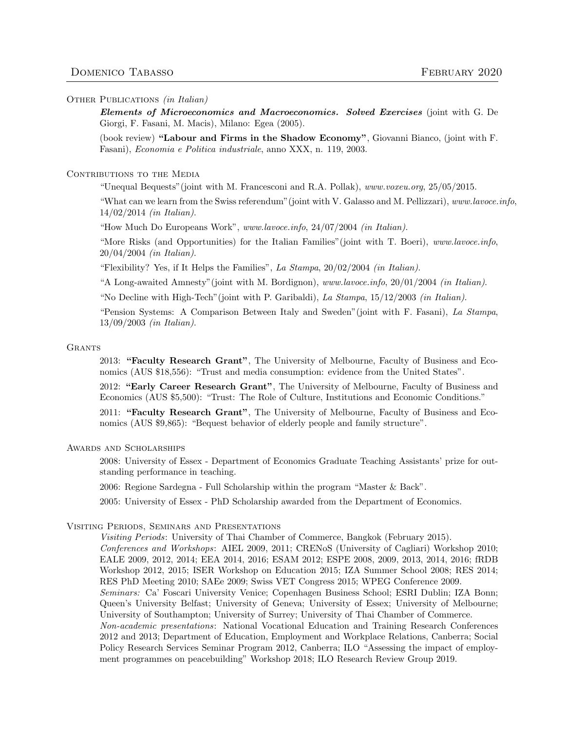## Other Publications *(in Italian)*

***Elements of Microeconomics and Macroeconomics. Solved Exercises*** (joint with G. De Giorgi, F. Fasani, M. Macis), Milano: Egea (2005).

(book review) **"Labour and Firms in the Shadow Economy"**, Giovanni Bianco, (joint with F. Fasani), *Economia e Politica industriale*, anno XXX, n. 119, 2003.

## Contributions to the Media

"Unequal Bequests"(joint with M. Francesconi and R.A. Pollak), *www.voxeu.org*, 25/05/2015.

"What can we learn from the Swiss referendum"(joint with V. Galasso and M. Pellizzari), *www.lavoce.info*, 14/02/2014 *(in Italian)*.

"How Much Do Europeans Work", *www.lavoce.info*, 24/07/2004 *(in Italian)*.

"More Risks (and Opportunities) for the Italian Families"(joint with T. Boeri), *www.lavoce.info*, 20/04/2004 *(in Italian)*.

"Flexibility? Yes, if It Helps the Families", *La Stampa*, 20/02/2004 *(in Italian)*.

"A Long-awaited Amnesty"(joint with M. Bordignon), *www.lavoce.info*, 20/01/2004 *(in Italian)*.

"No Decline with High-Tech"(joint with P. Garibaldi), *La Stampa*, 15/12/2003 *(in Italian)*.

"Pension Systems: A Comparison Between Italy and Sweden"(joint with F. Fasani), *La Stampa*, 13/09/2003 *(in Italian)*.

## Grants

2013: **"Faculty Research Grant"**, The University of Melbourne, Faculty of Business and Economics (AUS $18,556): "Trust and media consumption: evidence from the United States".

2012: **"Early Career Research Grant"**, The University of Melbourne, Faculty of Business and Economics (AUS $5,500): "Trust: The Role of Culture, Institutions and Economic Conditions."

2011: **"Faculty Research Grant"**, The University of Melbourne, Faculty of Business and Economics (AUS $9,865): "Bequest behavior of elderly people and family structure".

## Awards and Scholarships

2008: University of Essex - Department of Economics Graduate Teaching Assistants' prize for outstanding performance in teaching.

2006: Regione Sardegna - Full Scholarship within the program "Master & Back".

2005: University of Essex - PhD Scholarship awarded from the Department of Economics.

## Visiting Periods, Seminars and Presentations

*Visiting Periods*: University of Thai Chamber of Commerce, Bangkok (February 2015).
*Conferences and Workshops*: AIEL 2009, 2011; CRENoS (University of Cagliari) Workshop 2010; EALE 2009, 2012, 2014; EEA 2014, 2016; ESAM 2012; ESPE 2008, 2009, 2013, 2014, 2016; fRDB Workshop 2012, 2015; ISER Workshop on Education 2015; IZA Summer School 2008; RES 2014; RES PhD Meeting 2010; SAEe 2009; Swiss VET Congress 2015; WPEG Conference 2009.
*Seminars:* Ca' Foscari University Venice; Copenhagen Business School; ESRI Dublin; IZA Bonn; Queen's University Belfast; University of Geneva; University of Essex; University of Melbourne; University of Southampton; University of Surrey; University of Thai Chamber of Commerce.
*Non-academic presentations*: National Vocational Education and Training Research Conferences 2012 and 2013; Department of Education, Employment and Workplace Relations, Canberra; Social Policy Research Services Seminar Program 2012, Canberra; ILO "Assessing the impact of employment programmes on peacebuilding" Workshop 2018; ILO Research Review Group 2019.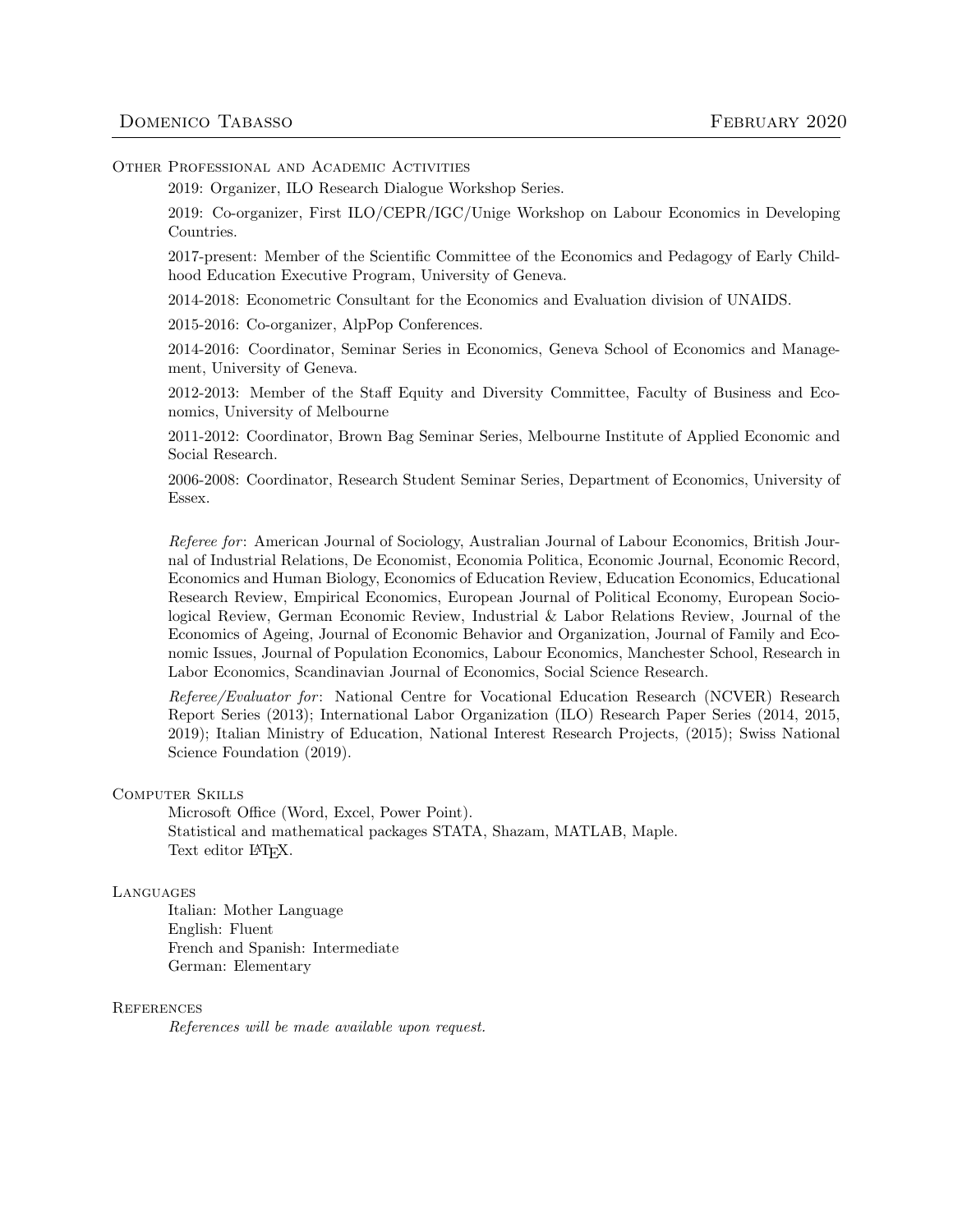## Other Professional and Academic Activities

2019: Organizer, ILO Research Dialogue Workshop Series.

2019: Co-organizer, First ILO/CEPR/IGC/Unige Workshop on Labour Economics in Developing Countries.

2017-present: Member of the Scientific Committee of the Economics and Pedagogy of Early Childhood Education Executive Program, University of Geneva.

2014-2018: Econometric Consultant for the Economics and Evaluation division of UNAIDS.

2015-2016: Co-organizer, AlpPop Conferences.

2014-2016: Coordinator, Seminar Series in Economics, Geneva School of Economics and Management, University of Geneva.

2012-2013: Member of the Staff Equity and Diversity Committee, Faculty of Business and Economics, University of Melbourne

2011-2012: Coordinator, Brown Bag Seminar Series, Melbourne Institute of Applied Economic and Social Research.

2006-2008: Coordinator, Research Student Seminar Series, Department of Economics, University of Essex.

*Referee for*: American Journal of Sociology, Australian Journal of Labour Economics, British Journal of Industrial Relations, De Economist, Economia Politica, Economic Journal, Economic Record, Economics and Human Biology, Economics of Education Review, Education Economics, Educational Research Review, Empirical Economics, European Journal of Political Economy, European Sociological Review, German Economic Review, Industrial & Labor Relations Review, Journal of the Economics of Ageing, Journal of Economic Behavior and Organization, Journal of Family and Economic Issues, Journal of Population Economics, Labour Economics, Manchester School, Research in Labor Economics, Scandinavian Journal of Economics, Social Science Research.

*Referee/Evaluator for*: National Centre for Vocational Education Research (NCVER) Research Report Series (2013); International Labor Organization (ILO) Research Paper Series (2014, 2015, 2019); Italian Ministry of Education, National Interest Research Projects, (2015); Swiss National Science Foundation (2019).

## Computer Skills

Microsoft Office (Word, Excel, Power Point).
Statistical and mathematical packages STATA, Shazam, MATLAB, Maple.
Text editor LaTeX.

## Languages

Italian: Mother Language
English: Fluent
French and Spanish: Intermediate
German: Elementary

## References

*References will be made available upon request.*